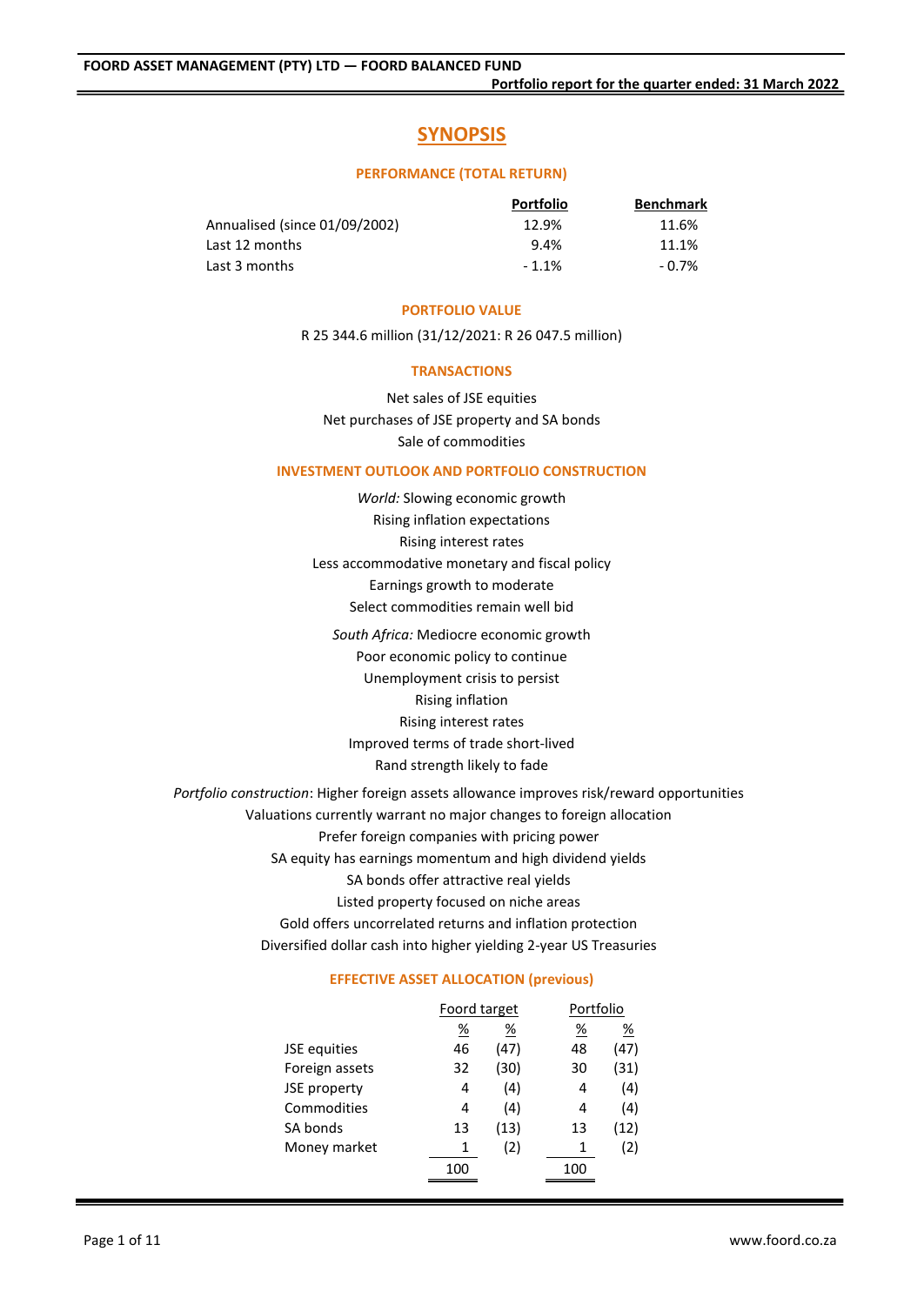# SYNOPSIS

## PERFORMANCE (TOTAL RETURN)

| | Portfolio | Benchmark |
|---|---|---|
| Annualised (since 01/09/2002) | 12.9% | 11.6% |
| Last 12 months | 9.4% | 11.1% |
| Last 3 months | - 1.1% | - 0.7% |

## PORTFOLIO VALUE

R 25 344.6 million (31/12/2021: R 26 047.5 million)

## TRANSACTIONS

Net sales of JSE equities

Net purchases of JSE property and SA bonds

Sale of commodities

## INVESTMENT OUTLOOK AND PORTFOLIO CONSTRUCTION

*World:* Slowing economic growth

Rising inflation expectations

Rising interest rates

Less accommodative monetary and fiscal policy

Earnings growth to moderate

Select commodities remain well bid

*South Africa:* Mediocre economic growth

Poor economic policy to continue

Unemployment crisis to persist

Rising inflation

Rising interest rates

Improved terms of trade short-lived

Rand strength likely to fade

*Portfolio construction*: Higher foreign assets allowance improves risk/reward opportunities

Valuations currently warrant no major changes to foreign allocation

Prefer foreign companies with pricing power

SA equity has earnings momentum and high dividend yields

SA bonds offer attractive real yields

Listed property focused on niche areas

Gold offers uncorrelated returns and inflation protection

Diversified dollar cash into higher yielding 2-year US Treasuries

## EFFECTIVE ASSET ALLOCATION (previous)

| | Foord target | | Portfolio | |
|---|---|---|---|---|
| | % | % | % | % |
| JSE equities | 46 | (47) | 48 | (47) |
| Foreign assets | 32 | (30) | 30 | (31) |
| JSE property | 4 | (4) | 4 | (4) |
| Commodities | 4 | (4) | 4 | (4) |
| SA bonds | 13 | (13) | 13 | (12) |
| Money market | 1 | (2) | 1 | (2) |
| | 100 | | 100 | |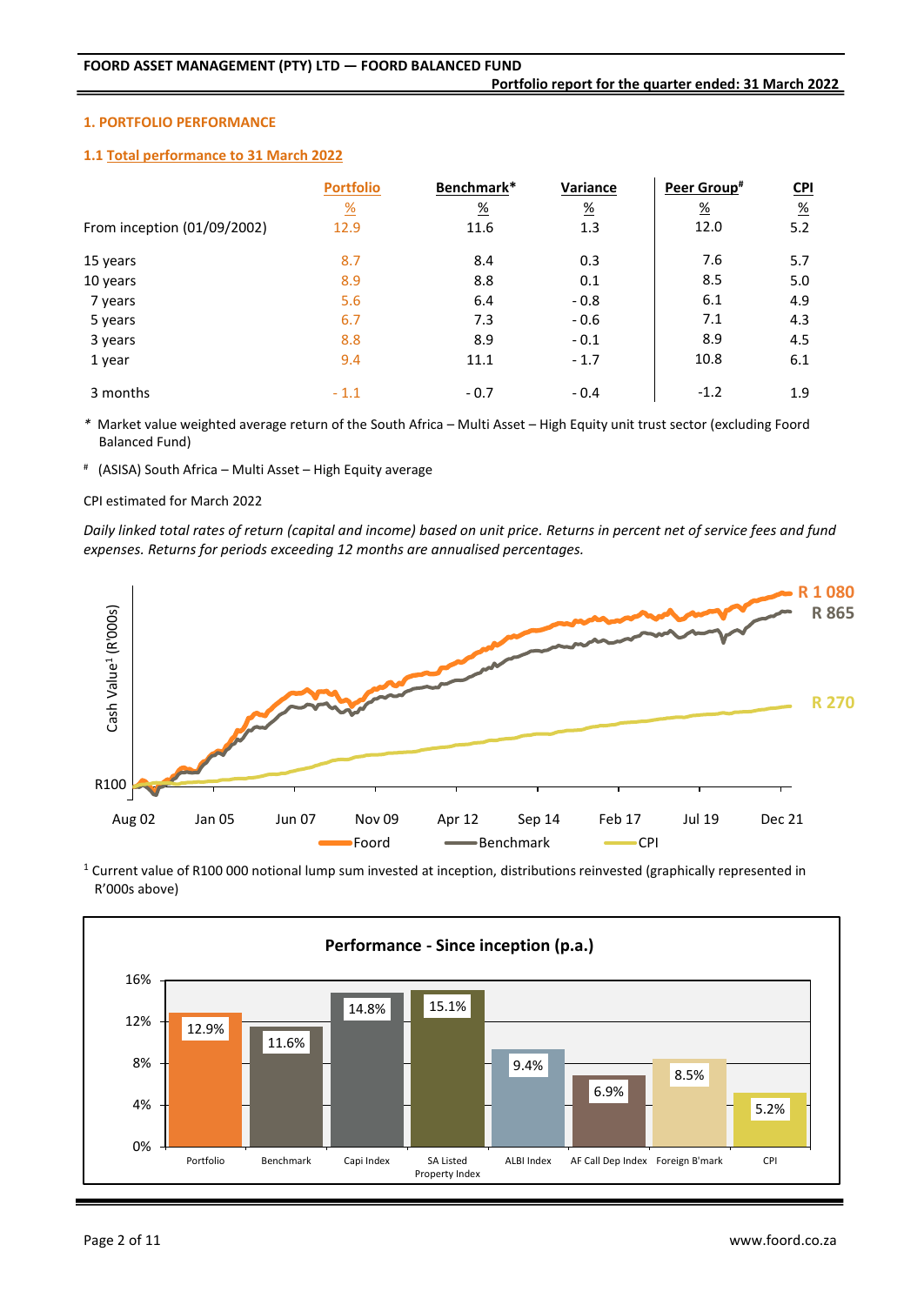## 1. PORTFOLIO PERFORMANCE

### 1.1 Total performance to 31 March 2022

| | Portfolio | Benchmark* | Variance | Peer Group# | CPI |
|---|---|---|---|---|---|
| | % | % | % | % | % |
| From inception (01/09/2002) | 12.9 | 11.6 | 1.3 | 12.0 | 5.2 |
| 15 years | 8.7 | 8.4 | 0.3 | 7.6 | 5.7 |
| 10 years | 8.9 | 8.8 | 0.1 | 8.5 | 5.0 |
| 7 years | 5.6 | 6.4 | - 0.8 | 6.1 | 4.9 |
| 5 years | 6.7 | 7.3 | - 0.6 | 7.1 | 4.3 |
| 3 years | 8.8 | 8.9 | - 0.1 | 8.9 | 4.5 |
| 1 year | 9.4 | 11.1 | - 1.7 | 10.8 | 6.1 |
| 3 months | - 1.1 | - 0.7 | - 0.4 | -1.2 | 1.9 |

\* Market value weighted average return of the South Africa – Multi Asset – High Equity unit trust sector (excluding Foord Balanced Fund)

\# (ASISA) South Africa – Multi Asset – High Equity average

CPI estimated for March 2022

*Daily linked total rates of return (capital and income) based on unit price. Returns in percent net of service fees and fund expenses. Returns for periods exceeding 12 months are annualised percentages.*

[1] Current value of R100 000 notional lump sum invested at inception, distributions reinvested (graphically represented in R'000s above)

**Performance - Since inception (p.a.)**

| Portfolio | Benchmark | Capi Index | SA Listed Property Index | ALBI Index | AF Call Dep Index | Foreign B'mark | CPI |
|---|---|---|---|---|---|---|---|
| 12.9% | 11.6% | 14.8% | 15.1% | 9.4% | 6.9% | 8.5% | 5.2% |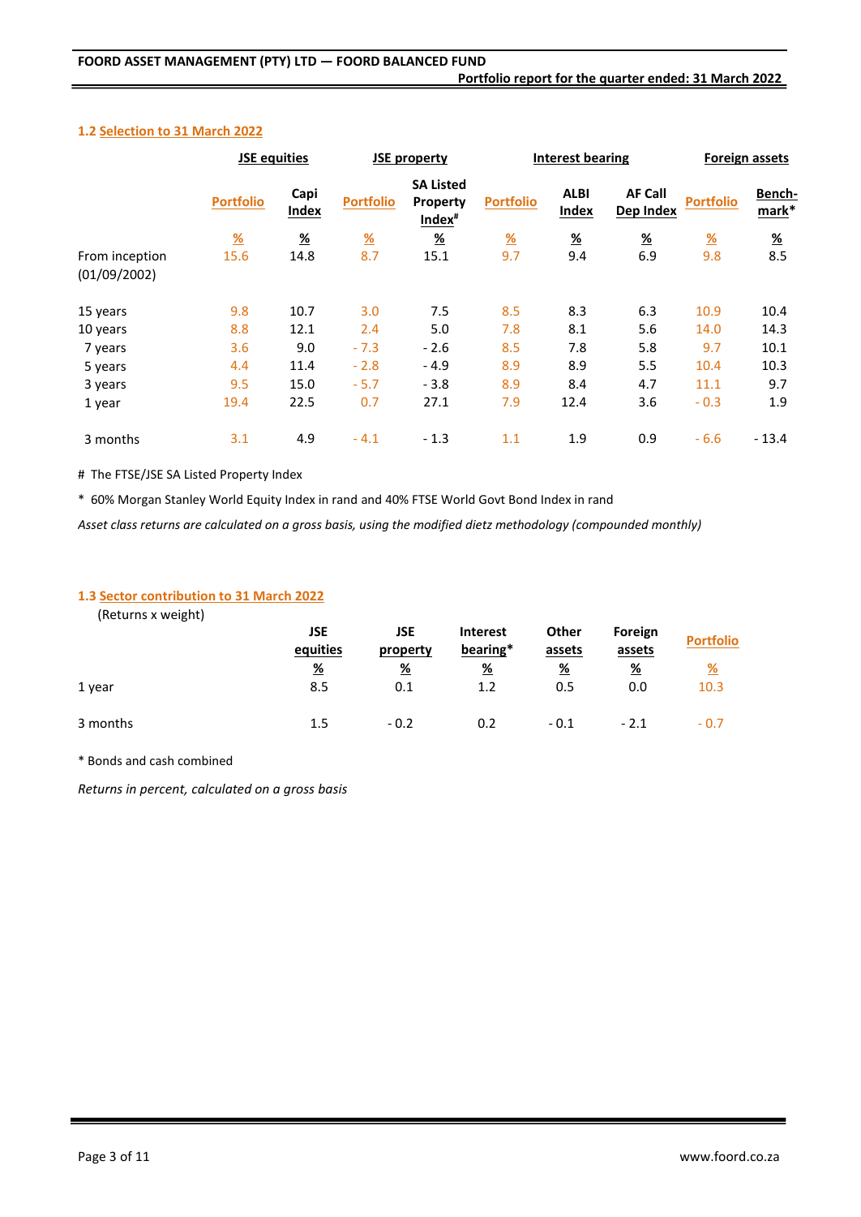### 1.2 Selection to 31 March 2022

| | JSE equities | | JSE property | | Interest bearing | | | Foreign assets | |
|---|---|---|---|---|---|---|---|---|---|
| | Portfolio | Capi Index | Portfolio | SA Listed Property Index# | Portfolio | ALBI Index | AF Call Dep Index | Portfolio | Bench-mark* |
| | % | % | % | % | % | % | % | % | % |
| From inception (01/09/2002) | 15.6 | 14.8 | 8.7 | 15.1 | 9.7 | 9.4 | 6.9 | 9.8 | 8.5 |
| 15 years | 9.8 | 10.7 | 3.0 | 7.5 | 8.5 | 8.3 | 6.3 | 10.9 | 10.4 |
| 10 years | 8.8 | 12.1 | 2.4 | 5.0 | 7.8 | 8.1 | 5.6 | 14.0 | 14.3 |
| 7 years | 3.6 | 9.0 | - 7.3 | - 2.6 | 8.5 | 7.8 | 5.8 | 9.7 | 10.1 |
| 5 years | 4.4 | 11.4 | - 2.8 | - 4.9 | 8.9 | 8.9 | 5.5 | 10.4 | 10.3 |
| 3 years | 9.5 | 15.0 | - 5.7 | - 3.8 | 8.9 | 8.4 | 4.7 | 11.1 | 9.7 |
| 1 year | 19.4 | 22.5 | 0.7 | 27.1 | 7.9 | 12.4 | 3.6 | - 0.3 | 1.9 |
| 3 months | 3.1 | 4.9 | - 4.1 | - 1.3 | 1.1 | 1.9 | 0.9 | - 6.6 | - 13.4 |

\# The FTSE/JSE SA Listed Property Index

\* 60% Morgan Stanley World Equity Index in rand and 40% FTSE World Govt Bond Index in rand

*Asset class returns are calculated on a gross basis, using the modified dietz methodology (compounded monthly)*

### 1.3 Sector contribution to 31 March 2022

(Returns x weight)

| | JSE equities | JSE property | Interest bearing* | Other assets | Foreign assets | Portfolio |
|---|---|---|---|---|---|---|
| | % | % | % | % | % | % |
| 1 year | 8.5 | 0.1 | 1.2 | 0.5 | 0.0 | 10.3 |
| 3 months | 1.5 | - 0.2 | 0.2 | - 0.1 | - 2.1 | - 0.7 |

\* Bonds and cash combined

*Returns in percent, calculated on a gross basis*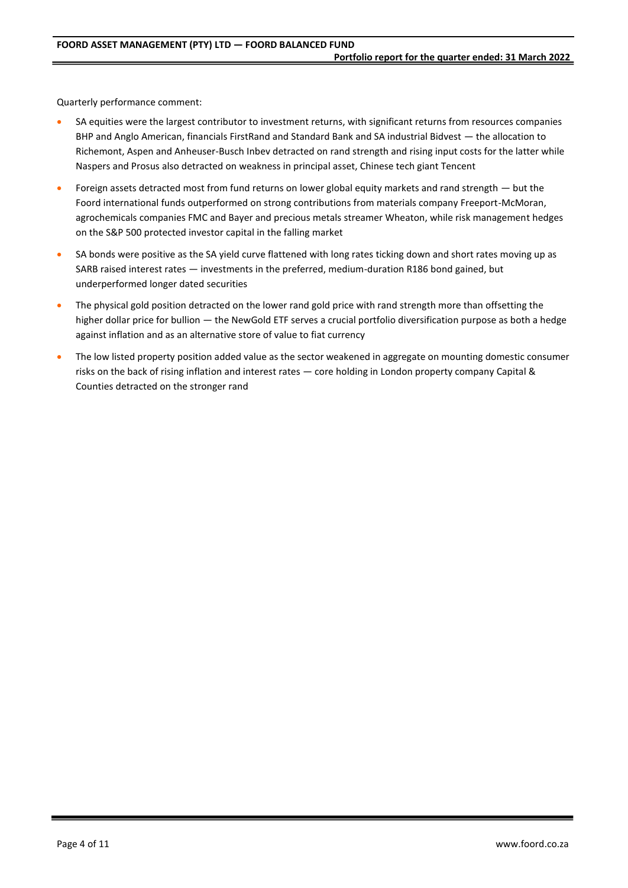Quarterly performance comment:

- SA equities were the largest contributor to investment returns, with significant returns from resources companies BHP and Anglo American, financials FirstRand and Standard Bank and SA industrial Bidvest — the allocation to Richemont, Aspen and Anheuser-Busch Inbev detracted on rand strength and rising input costs for the latter while Naspers and Prosus also detracted on weakness in principal asset, Chinese tech giant Tencent
- Foreign assets detracted most from fund returns on lower global equity markets and rand strength — but the Foord international funds outperformed on strong contributions from materials company Freeport-McMoran, agrochemicals companies FMC and Bayer and precious metals streamer Wheaton, while risk management hedges on the S&P 500 protected investor capital in the falling market
- SA bonds were positive as the SA yield curve flattened with long rates ticking down and short rates moving up as SARB raised interest rates — investments in the preferred, medium-duration R186 bond gained, but underperformed longer dated securities
- The physical gold position detracted on the lower rand gold price with rand strength more than offsetting the higher dollar price for bullion — the NewGold ETF serves a crucial portfolio diversification purpose as both a hedge against inflation and as an alternative store of value to fiat currency
- The low listed property position added value as the sector weakened in aggregate on mounting domestic consumer risks on the back of rising inflation and interest rates — core holding in London property company Capital & Counties detracted on the stronger rand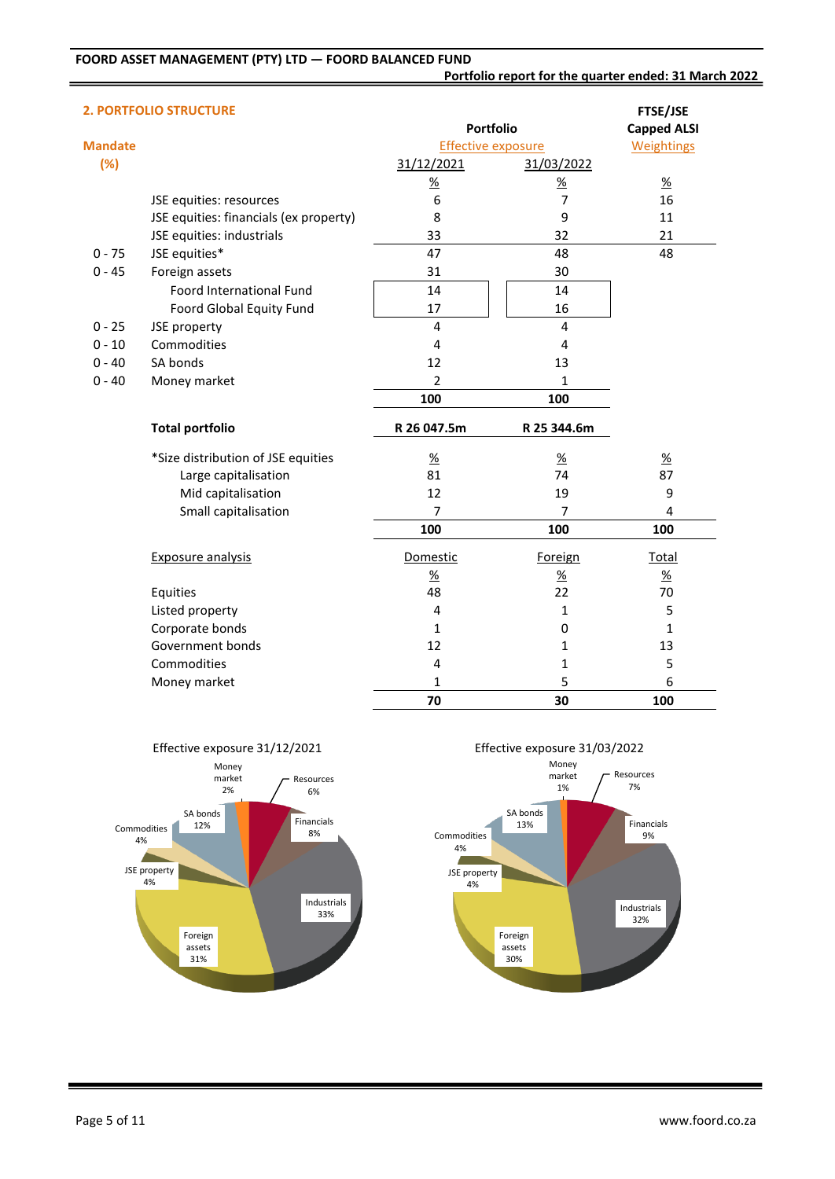## 2. PORTFOLIO STRUCTURE

| Mandate (%) | | Portfolio Effective exposure 31/12/2021 | Portfolio Effective exposure 31/03/2022 | FTSE/JSE Capped ALSI Weightings |
|---|---|---|---|---|
| | | % | % | % |
| | JSE equities: resources | 6 | 7 | 16 |
| | JSE equities: financials (ex property) | 8 | 9 | 11 |
| | JSE equities: industrials | 33 | 32 | 21 |
| 0 - 75 | JSE equities* | 47 | 48 | 48 |
| 0 - 45 | Foreign assets | 31 | 30 | |
| | Foord International Fund | 14 | 14 | |
| | Foord Global Equity Fund | 17 | 16 | |
| 0 - 25 | JSE property | 4 | 4 | |
| 0 - 10 | Commodities | 4 | 4 | |
| 0 - 40 | SA bonds | 12 | 13 | |
| 0 - 40 | Money market | 2 | 1 | |
| | | **100** | **100** | |
| | **Total portfolio** | **R 26 047.5m** | **R 25 344.6m** | |

| *Size distribution of JSE equities | 31/12/2021 % | 31/03/2022 % | FTSE/JSE Capped ALSI % |
|---|---|---|---|
| Large capitalisation | 81 | 74 | 87 |
| Mid capitalisation | 12 | 19 | 9 |
| Small capitalisation | 7 | 7 | 4 |
| | **100** | **100** | **100** |

| Exposure analysis | Domestic % | Foreign % | Total % |
|---|---|---|---|
| Equities | 48 | 22 | 70 |
| Listed property | 4 | 1 | 5 |
| Corporate bonds | 1 | 0 | 1 |
| Government bonds | 12 | 1 | 13 |
| Commodities | 4 | 1 | 5 |
| Money market | 1 | 5 | 6 |
| | **70** | **30** | **100** |

Effective exposure 31/12/2021

Money market 2%, Resources 6%, Financials 8%, Industrials 33%, Foreign assets 31%, JSE property 4%, Commodities 4%, SA bonds 12%

Effective exposure 31/03/2022

Money market 1%, Resources 7%, Financials 9%, Industrials 32%, Foreign assets 30%, JSE property 4%, Commodities 4%, SA bonds 13%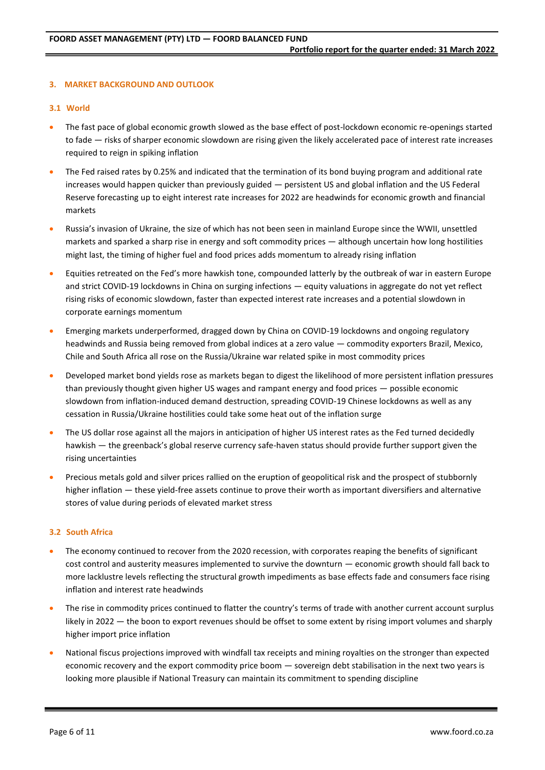## 3. MARKET BACKGROUND AND OUTLOOK

### 3.1 World

- The fast pace of global economic growth slowed as the base effect of post-lockdown economic re-openings started to fade — risks of sharper economic slowdown are rising given the likely accelerated pace of interest rate increases required to reign in spiking inflation
- The Fed raised rates by 0.25% and indicated that the termination of its bond buying program and additional rate increases would happen quicker than previously guided — persistent US and global inflation and the US Federal Reserve forecasting up to eight interest rate increases for 2022 are headwinds for economic growth and financial markets
- Russia's invasion of Ukraine, the size of which has not been seen in mainland Europe since the WWII, unsettled markets and sparked a sharp rise in energy and soft commodity prices — although uncertain how long hostilities might last, the timing of higher fuel and food prices adds momentum to already rising inflation
- Equities retreated on the Fed's more hawkish tone, compounded latterly by the outbreak of war in eastern Europe and strict COVID-19 lockdowns in China on surging infections — equity valuations in aggregate do not yet reflect rising risks of economic slowdown, faster than expected interest rate increases and a potential slowdown in corporate earnings momentum
- Emerging markets underperformed, dragged down by China on COVID-19 lockdowns and ongoing regulatory headwinds and Russia being removed from global indices at a zero value — commodity exporters Brazil, Mexico, Chile and South Africa all rose on the Russia/Ukraine war related spike in most commodity prices
- Developed market bond yields rose as markets began to digest the likelihood of more persistent inflation pressures than previously thought given higher US wages and rampant energy and food prices — possible economic slowdown from inflation-induced demand destruction, spreading COVID-19 Chinese lockdowns as well as any cessation in Russia/Ukraine hostilities could take some heat out of the inflation surge
- The US dollar rose against all the majors in anticipation of higher US interest rates as the Fed turned decidedly hawkish — the greenback's global reserve currency safe-haven status should provide further support given the rising uncertainties
- Precious metals gold and silver prices rallied on the eruption of geopolitical risk and the prospect of stubbornly higher inflation — these yield-free assets continue to prove their worth as important diversifiers and alternative stores of value during periods of elevated market stress

### 3.2 South Africa

- The economy continued to recover from the 2020 recession, with corporates reaping the benefits of significant cost control and austerity measures implemented to survive the downturn — economic growth should fall back to more lacklustre levels reflecting the structural growth impediments as base effects fade and consumers face rising inflation and interest rate headwinds
- The rise in commodity prices continued to flatter the country's terms of trade with another current account surplus likely in 2022 — the boon to export revenues should be offset to some extent by rising import volumes and sharply higher import price inflation
- National fiscus projections improved with windfall tax receipts and mining royalties on the stronger than expected economic recovery and the export commodity price boom — sovereign debt stabilisation in the next two years is looking more plausible if National Treasury can maintain its commitment to spending discipline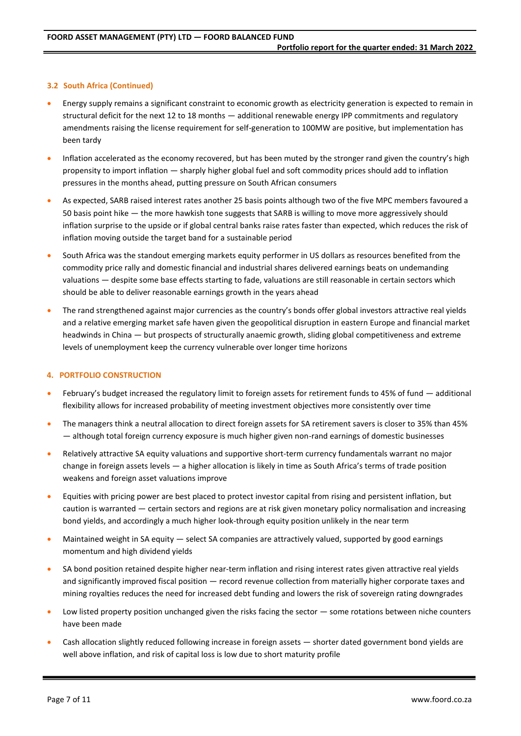### 3.2 South Africa (Continued)

- Energy supply remains a significant constraint to economic growth as electricity generation is expected to remain in structural deficit for the next 12 to 18 months — additional renewable energy IPP commitments and regulatory amendments raising the license requirement for self-generation to 100MW are positive, but implementation has been tardy
- Inflation accelerated as the economy recovered, but has been muted by the stronger rand given the country's high propensity to import inflation — sharply higher global fuel and soft commodity prices should add to inflation pressures in the months ahead, putting pressure on South African consumers
- As expected, SARB raised interest rates another 25 basis points although two of the five MPC members favoured a 50 basis point hike — the more hawkish tone suggests that SARB is willing to move more aggressively should inflation surprise to the upside or if global central banks raise rates faster than expected, which reduces the risk of inflation moving outside the target band for a sustainable period
- South Africa was the standout emerging markets equity performer in US dollars as resources benefited from the commodity price rally and domestic financial and industrial shares delivered earnings beats on undemanding valuations — despite some base effects starting to fade, valuations are still reasonable in certain sectors which should be able to deliver reasonable earnings growth in the years ahead
- The rand strengthened against major currencies as the country's bonds offer global investors attractive real yields and a relative emerging market safe haven given the geopolitical disruption in eastern Europe and financial market headwinds in China — but prospects of structurally anaemic growth, sliding global competitiveness and extreme levels of unemployment keep the currency vulnerable over longer time horizons

## 4. PORTFOLIO CONSTRUCTION

- February's budget increased the regulatory limit to foreign assets for retirement funds to 45% of fund — additional flexibility allows for increased probability of meeting investment objectives more consistently over time
- The managers think a neutral allocation to direct foreign assets for SA retirement savers is closer to 35% than 45% — although total foreign currency exposure is much higher given non-rand earnings of domestic businesses
- Relatively attractive SA equity valuations and supportive short-term currency fundamentals warrant no major change in foreign assets levels — a higher allocation is likely in time as South Africa's terms of trade position weakens and foreign asset valuations improve
- Equities with pricing power are best placed to protect investor capital from rising and persistent inflation, but caution is warranted — certain sectors and regions are at risk given monetary policy normalisation and increasing bond yields, and accordingly a much higher look-through equity position unlikely in the near term
- Maintained weight in SA equity — select SA companies are attractively valued, supported by good earnings momentum and high dividend yields
- SA bond position retained despite higher near-term inflation and rising interest rates given attractive real yields and significantly improved fiscal position — record revenue collection from materially higher corporate taxes and mining royalties reduces the need for increased debt funding and lowers the risk of sovereign rating downgrades
- Low listed property position unchanged given the risks facing the sector — some rotations between niche counters have been made
- Cash allocation slightly reduced following increase in foreign assets — shorter dated government bond yields are well above inflation, and risk of capital loss is low due to short maturity profile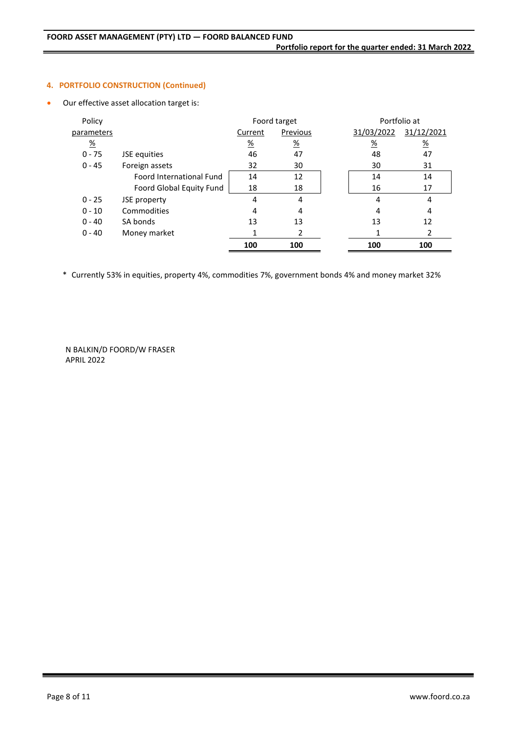### 4. PORTFOLIO CONSTRUCTION (Continued)

- Our effective asset allocation target is:

| Policy parameters |  | Foord target |  | Portfolio at |  |
|---|---|---|---|---|---|
| % |  | Current % | Previous % | 31/03/2022 % | 31/12/2021 % |
| 0 - 75 | JSE equities | 46 | 47 | 48 | 47 |
| 0 - 45 | Foreign assets | 32 | 30 | 30 | 31 |
|  | Foord International Fund | 14 | 12 | 14 | 14 |
|  | Foord Global Equity Fund | 18 | 18 | 16 | 17 |
| 0 - 25 | JSE property | 4 | 4 | 4 | 4 |
| 0 - 10 | Commodities | 4 | 4 | 4 | 4 |
| 0 - 40 | SA bonds | 13 | 13 | 13 | 12 |
| 0 - 40 | Money market | 1 | 2 | 1 | 2 |
|  |  | **100** | **100** | **100** | **100** |

\* Currently 53% in equities, property 4%, commodities 7%, government bonds 4% and money market 32%

N BALKIN/D FOORD/W FRASER
APRIL 2022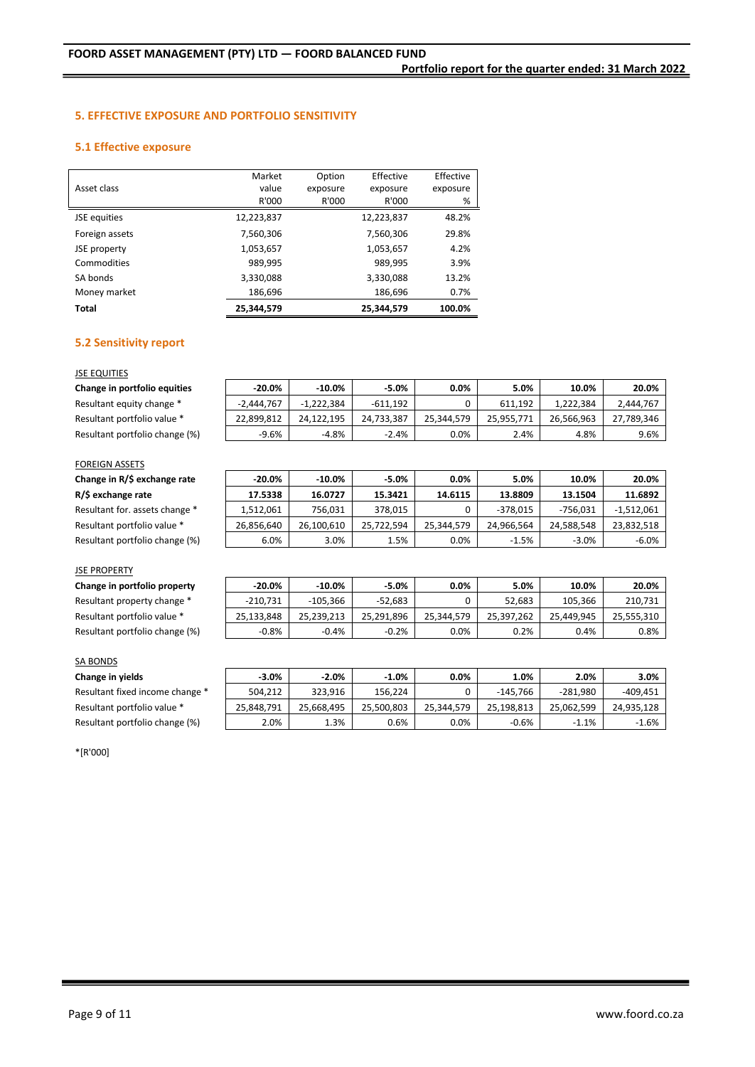## 5. EFFECTIVE EXPOSURE AND PORTFOLIO SENSITIVITY

### 5.1 Effective exposure

| Asset class | Market value R'000 | Option exposure R'000 | Effective exposure R'000 | Effective exposure % |
|---|---|---|---|---|
| JSE equities | 12,223,837 | | 12,223,837 | 48.2% |
| Foreign assets | 7,560,306 | | 7,560,306 | 29.8% |
| JSE property | 1,053,657 | | 1,053,657 | 4.2% |
| Commodities | 989,995 | | 989,995 | 3.9% |
| SA bonds | 3,330,088 | | 3,330,088 | 13.2% |
| Money market | 186,696 | | 186,696 | 0.7% |
| **Total** | **25,344,579** | | **25,344,579** | **100.0%** |

### 5.2 Sensitivity report

JSE EQUITIES

| **Change in portfolio equities** | **-20.0%** | **-10.0%** | **-5.0%** | **0.0%** | **5.0%** | **10.0%** | **20.0%** |
|---|---|---|---|---|---|---|---|
| Resultant equity change * | -2,444,767 | -1,222,384 | -611,192 | 0 | 611,192 | 1,222,384 | 2,444,767 |
| Resultant portfolio value * | 22,899,812 | 24,122,195 | 24,733,387 | 25,344,579 | 25,955,771 | 26,566,963 | 27,789,346 |
| Resultant portfolio change (%) | -9.6% | -4.8% | -2.4% | 0.0% | 2.4% | 4.8% | 9.6% |

FOREIGN ASSETS

| **Change in R/$ exchange rate** | **-20.0%** | **-10.0%** | **-5.0%** | **0.0%** | **5.0%** | **10.0%** | **20.0%** |
|---|---|---|---|---|---|---|---|
| **R/$ exchange rate** | **17.5338** | **16.0727** | **15.3421** | **14.6115** | **13.8809** | **13.1504** | **11.6892** |
| Resultant for. assets change * | 1,512,061 | 756,031 | 378,015 | 0 | -378,015 | -756,031 | -1,512,061 |
| Resultant portfolio value * | 26,856,640 | 26,100,610 | 25,722,594 | 25,344,579 | 24,966,564 | 24,588,548 | 23,832,518 |
| Resultant portfolio change (%) | 6.0% | 3.0% | 1.5% | 0.0% | -1.5% | -3.0% | -6.0% |

JSE PROPERTY

| **Change in portfolio property** | **-20.0%** | **-10.0%** | **-5.0%** | **0.0%** | **5.0%** | **10.0%** | **20.0%** |
|---|---|---|---|---|---|---|---|
| Resultant property change * | -210,731 | -105,366 | -52,683 | 0 | 52,683 | 105,366 | 210,731 |
| Resultant portfolio value * | 25,133,848 | 25,239,213 | 25,291,896 | 25,344,579 | 25,397,262 | 25,449,945 | 25,555,310 |
| Resultant portfolio change (%) | -0.8% | -0.4% | -0.2% | 0.0% | 0.2% | 0.4% | 0.8% |

SA BONDS

| **Change in yields** | **-3.0%** | **-2.0%** | **-1.0%** | **0.0%** | **1.0%** | **2.0%** | **3.0%** |
|---|---|---|---|---|---|---|---|
| Resultant fixed income change * | 504,212 | 323,916 | 156,224 | 0 | -145,766 | -281,980 | -409,451 |
| Resultant portfolio value * | 25,848,791 | 25,668,495 | 25,500,803 | 25,344,579 | 25,198,813 | 25,062,599 | 24,935,128 |
| Resultant portfolio change (%) | 2.0% | 1.3% | 0.6% | 0.0% | -0.6% | -1.1% | -1.6% |

*[R'000]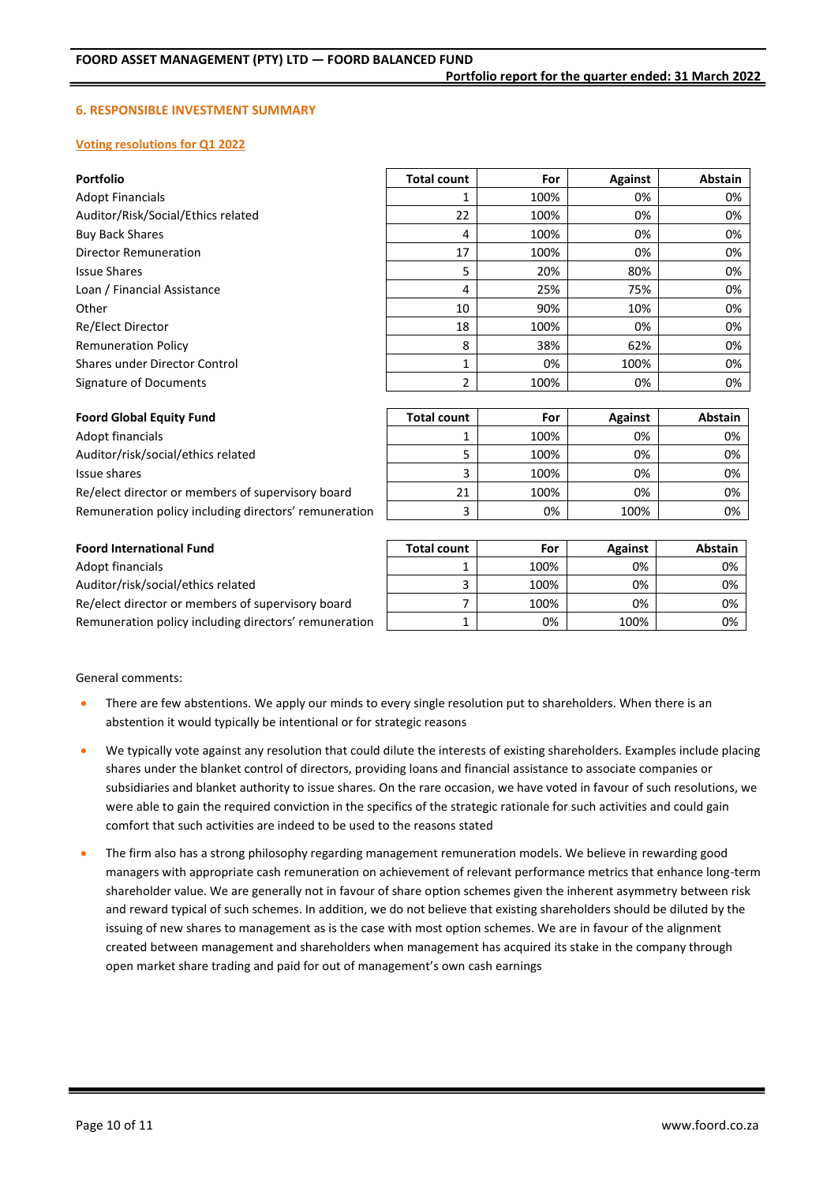## 6. RESPONSIBLE INVESTMENT SUMMARY

### Voting resolutions for Q1 2022

| Portfolio | Total count | For | Against | Abstain |
|---|---|---|---|---|
| Adopt Financials | 1 | 100% | 0% | 0% |
| Auditor/Risk/Social/Ethics related | 22 | 100% | 0% | 0% |
| Buy Back Shares | 4 | 100% | 0% | 0% |
| Director Remuneration | 17 | 100% | 0% | 0% |
| Issue Shares | 5 | 20% | 80% | 0% |
| Loan / Financial Assistance | 4 | 25% | 75% | 0% |
| Other | 10 | 90% | 10% | 0% |
| Re/Elect Director | 18 | 100% | 0% | 0% |
| Remuneration Policy | 8 | 38% | 62% | 0% |
| Shares under Director Control | 1 | 0% | 100% | 0% |
| Signature of Documents | 2 | 100% | 0% | 0% |

| Foord Global Equity Fund | Total count | For | Against | Abstain |
|---|---|---|---|---|
| Adopt financials | 1 | 100% | 0% | 0% |
| Auditor/risk/social/ethics related | 5 | 100% | 0% | 0% |
| Issue shares | 3 | 100% | 0% | 0% |
| Re/elect director or members of supervisory board | 21 | 100% | 0% | 0% |
| Remuneration policy including directors' remuneration | 3 | 0% | 100% | 0% |

| Foord International Fund | Total count | For | Against | Abstain |
|---|---|---|---|---|
| Adopt financials | 1 | 100% | 0% | 0% |
| Auditor/risk/social/ethics related | 3 | 100% | 0% | 0% |
| Re/elect director or members of supervisory board | 7 | 100% | 0% | 0% |
| Remuneration policy including directors' remuneration | 1 | 0% | 100% | 0% |

General comments:

- There are few abstentions. We apply our minds to every single resolution put to shareholders. When there is an abstention it would typically be intentional or for strategic reasons
- We typically vote against any resolution that could dilute the interests of existing shareholders. Examples include placing shares under the blanket control of directors, providing loans and financial assistance to associate companies or subsidiaries and blanket authority to issue shares. On the rare occasion, we have voted in favour of such resolutions, we were able to gain the required conviction in the specifics of the strategic rationale for such activities and could gain comfort that such activities are indeed to be used to the reasons stated
- The firm also has a strong philosophy regarding management remuneration models. We believe in rewarding good managers with appropriate cash remuneration on achievement of relevant performance metrics that enhance long-term shareholder value. We are generally not in favour of share option schemes given the inherent asymmetry between risk and reward typical of such schemes. In addition, we do not believe that existing shareholders should be diluted by the issuing of new shares to management as is the case with most option schemes. We are in favour of the alignment created between management and shareholders when management has acquired its stake in the company through open market share trading and paid for out of management's own cash earnings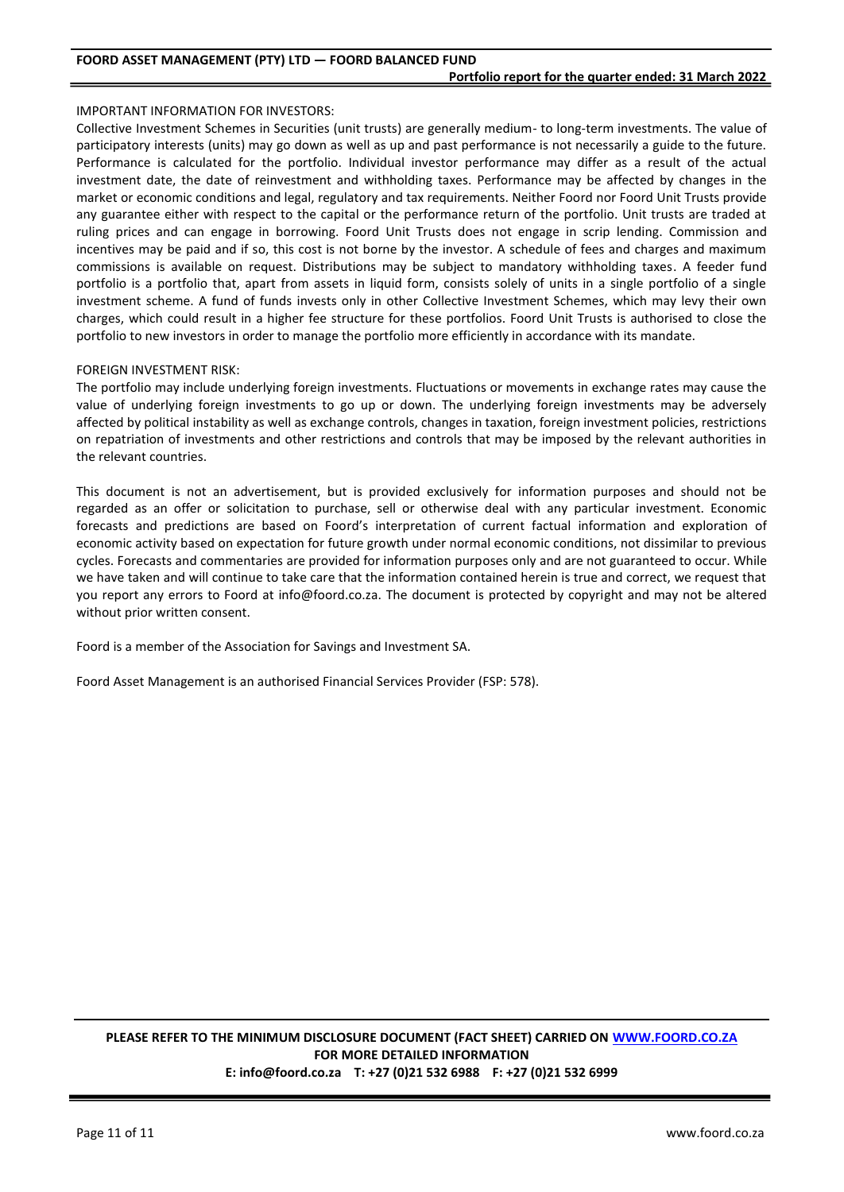IMPORTANT INFORMATION FOR INVESTORS:

Collective Investment Schemes in Securities (unit trusts) are generally medium- to long-term investments. The value of participatory interests (units) may go down as well as up and past performance is not necessarily a guide to the future. Performance is calculated for the portfolio. Individual investor performance may differ as a result of the actual investment date, the date of reinvestment and withholding taxes. Performance may be affected by changes in the market or economic conditions and legal, regulatory and tax requirements. Neither Foord nor Foord Unit Trusts provide any guarantee either with respect to the capital or the performance return of the portfolio. Unit trusts are traded at ruling prices and can engage in borrowing. Foord Unit Trusts does not engage in scrip lending. Commission and incentives may be paid and if so, this cost is not borne by the investor. A schedule of fees and charges and maximum commissions is available on request. Distributions may be subject to mandatory withholding taxes. A feeder fund portfolio is a portfolio that, apart from assets in liquid form, consists solely of units in a single portfolio of a single investment scheme. A fund of funds invests only in other Collective Investment Schemes, which may levy their own charges, which could result in a higher fee structure for these portfolios. Foord Unit Trusts is authorised to close the portfolio to new investors in order to manage the portfolio more efficiently in accordance with its mandate.

FOREIGN INVESTMENT RISK:

The portfolio may include underlying foreign investments. Fluctuations or movements in exchange rates may cause the value of underlying foreign investments to go up or down. The underlying foreign investments may be adversely affected by political instability as well as exchange controls, changes in taxation, foreign investment policies, restrictions on repatriation of investments and other restrictions and controls that may be imposed by the relevant authorities in the relevant countries.

This document is not an advertisement, but is provided exclusively for information purposes and should not be regarded as an offer or solicitation to purchase, sell or otherwise deal with any particular investment. Economic forecasts and predictions are based on Foord's interpretation of current factual information and exploration of economic activity based on expectation for future growth under normal economic conditions, not dissimilar to previous cycles. Forecasts and commentaries are provided for information purposes only and are not guaranteed to occur. While we have taken and will continue to take care that the information contained herein is true and correct, we request that you report any errors to Foord at info@foord.co.za. The document is protected by copyright and may not be altered without prior written consent.

Foord is a member of the Association for Savings and Investment SA.

Foord Asset Management is an authorised Financial Services Provider (FSP: 578).

**PLEASE REFER TO THE MINIMUM DISCLOSURE DOCUMENT (FACT SHEET) CARRIED ON WWW.FOORD.CO.ZA FOR MORE DETAILED INFORMATION**

**E: info@foord.co.za T: +27 (0)21 532 6988 F: +27 (0)21 532 6999**